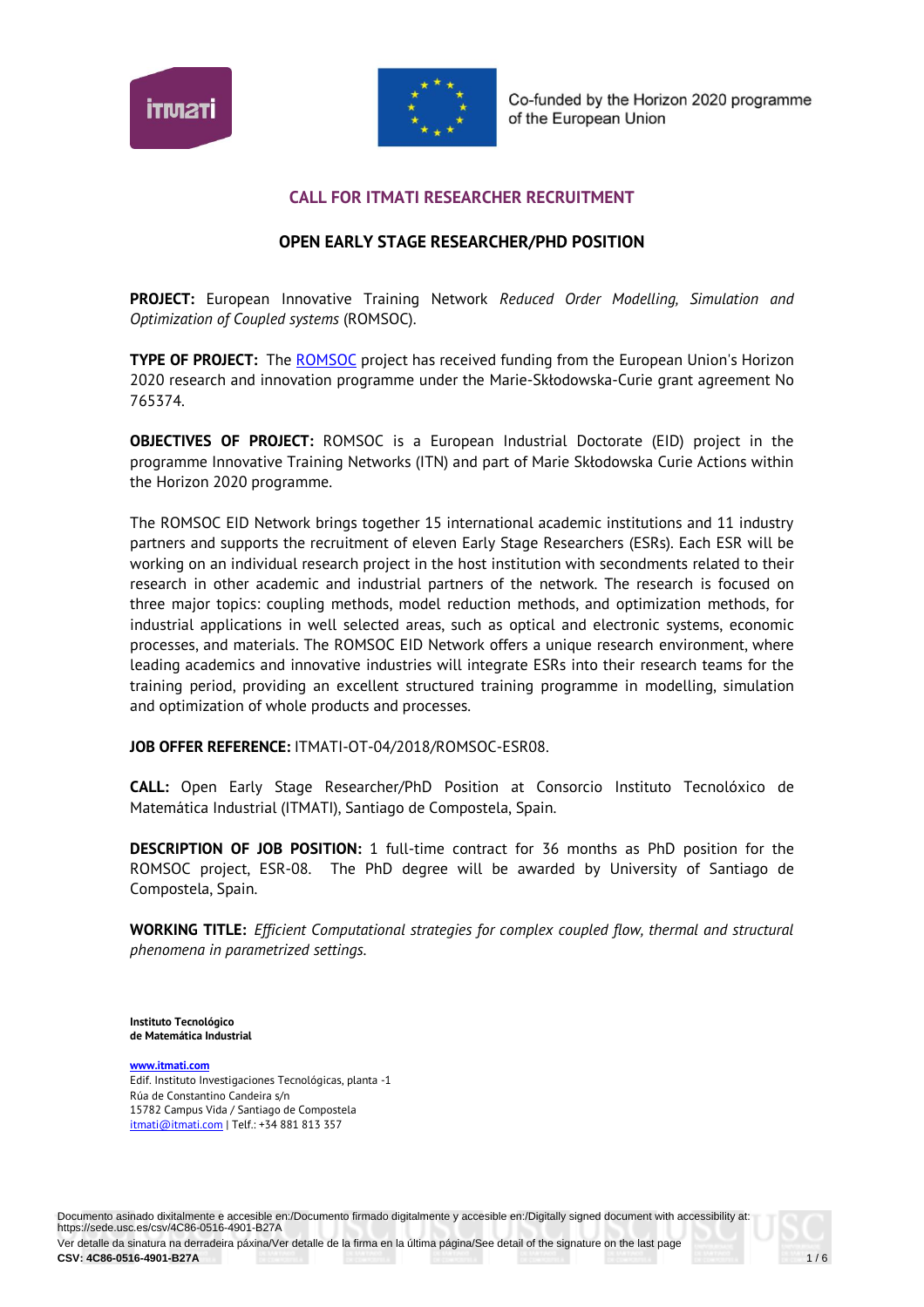Co-funded by the Horizon 2020 programme of the European Union

## CALL FOR ITMATI RESEARCHER RECRUITMENT

### OPEN EARLY STAGE RESEARCHER/PHD POSITION

**PROJECT:** European Innovative Training Network *Reduced Order Modelling, Simulation and Optimization of Coupled systems* (ROMSOC).

**TYPE OF PROJECT:** The ROMSOC project has received funding from the European Union's Horizon 2020 research and innovation programme under the Marie-Skłodowska-Curie grant agreement No 765374.

**OBJECTIVES OF PROJECT:** ROMSOC is a European Industrial Doctorate (EID) project in the programme Innovative Training Networks (ITN) and part of Marie Skłodowska Curie Actions within the Horizon 2020 programme.

The ROMSOC EID Network brings together 15 international academic institutions and 11 industry partners and supports the recruitment of eleven Early Stage Researchers (ESRs). Each ESR will be working on an individual research project in the host institution with secondments related to their research in other academic and industrial partners of the network. The research is focused on three major topics: coupling methods, model reduction methods, and optimization methods, for industrial applications in well selected areas, such as optical and electronic systems, economic processes, and materials. The ROMSOC EID Network offers a unique research environment, where leading academics and innovative industries will integrate ESRs into their research teams for the training period, providing an excellent structured training programme in modelling, simulation and optimization of whole products and processes.

**JOB OFFER REFERENCE:** ITMATI-OT-04/2018/ROMSOC-ESR08.

**CALL:** Open Early Stage Researcher/PhD Position at Consorcio Instituto Tecnolóxico de Matemática Industrial (ITMATI), Santiago de Compostela, Spain.

**DESCRIPTION OF JOB POSITION:** 1 full-time contract for 36 months as PhD position for the ROMSOC project, ESR-08. The PhD degree will be awarded by University of Santiago de Compostela, Spain.

**WORKING TITLE:** *Efficient Computational strategies for complex coupled flow, thermal and structural phenomena in parametrized settings.*

**Instituto Tecnológico de Matemática Industrial**

www.itmati.com
Edif. Instituto Investigaciones Tecnológicas, planta -1
Rúa de Constantino Candeira s/n
15782 Campus Vida / Santiago de Compostela
itmati@itmati.com | Telf.: +34 881 813 357

Documento asinado dixitalmente e accesible en:/Documento firmado digitalmente y accesible en:/Digitally signed document with accessibility at: https://sede.usc.es/csv/4C86-0516-4901-B27A
Ver detalle da sinatura na derradeira páxina/Ver detalle de la firma en la última página/See detail of the signature on the last page
**CSV: 4C86-0516-4901-B27A**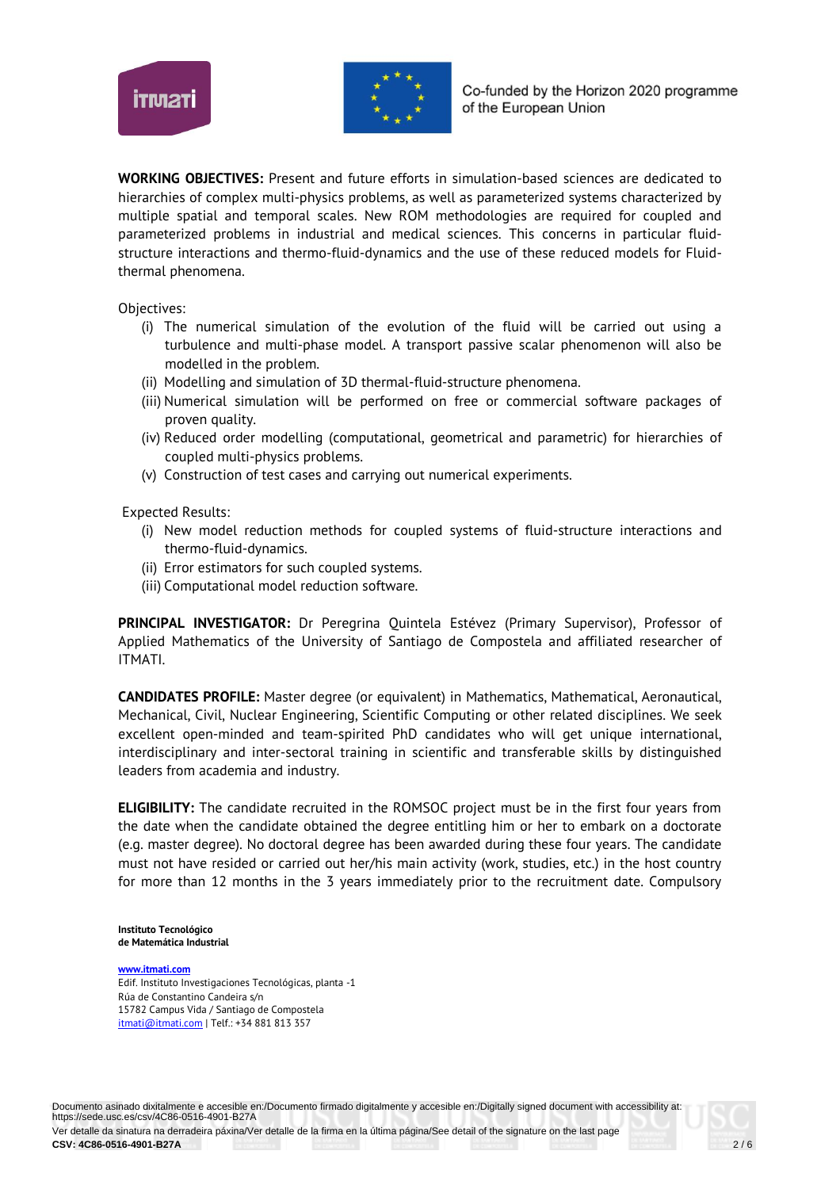**WORKING OBJECTIVES:** Present and future efforts in simulation-based sciences are dedicated to hierarchies of complex multi-physics problems, as well as parameterized systems characterized by multiple spatial and temporal scales. New ROM methodologies are required for coupled and parameterized problems in industrial and medical sciences. This concerns in particular fluid-structure interactions and thermo-fluid-dynamics and the use of these reduced models for Fluid-thermal phenomena.

Objectives:

- (i) The numerical simulation of the evolution of the fluid will be carried out using a turbulence and multi-phase model. A transport passive scalar phenomenon will also be modelled in the problem.
- (ii) Modelling and simulation of 3D thermal-fluid-structure phenomena.
- (iii) Numerical simulation will be performed on free or commercial software packages of proven quality.
- (iv) Reduced order modelling (computational, geometrical and parametric) for hierarchies of coupled multi-physics problems.
- (v) Construction of test cases and carrying out numerical experiments.

Expected Results:

- (i) New model reduction methods for coupled systems of fluid-structure interactions and thermo-fluid-dynamics.
- (ii) Error estimators for such coupled systems.
- (iii) Computational model reduction software.

**PRINCIPAL INVESTIGATOR:** Dr Peregrina Quintela Estévez (Primary Supervisor), Professor of Applied Mathematics of the University of Santiago de Compostela and affiliated researcher of ITMATI.

**CANDIDATES PROFILE:** Master degree (or equivalent) in Mathematics, Mathematical, Aeronautical, Mechanical, Civil, Nuclear Engineering, Scientific Computing or other related disciplines. We seek excellent open-minded and team-spirited PhD candidates who will get unique international, interdisciplinary and inter-sectoral training in scientific and transferable skills by distinguished leaders from academia and industry.

**ELIGIBILITY:** The candidate recruited in the ROMSOC project must be in the first four years from the date when the candidate obtained the degree entitling him or her to embark on a doctorate (e.g. master degree). No doctoral degree has been awarded during these four years. The candidate must not have resided or carried out her/his main activity (work, studies, etc.) in the host country for more than 12 months in the 3 years immediately prior to the recruitment date. Compulsory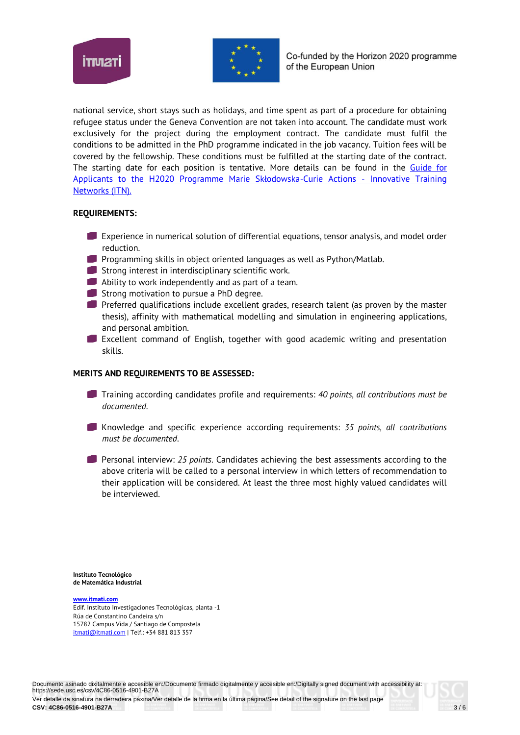national service, short stays such as holidays, and time spent as part of a procedure for obtaining refugee status under the Geneva Convention are not taken into account. The candidate must work exclusively for the project during the employment contract. The candidate must fulfil the conditions to be admitted in the PhD programme indicated in the job vacancy. Tuition fees will be covered by the fellowship. These conditions must be fulfilled at the starting date of the contract. The starting date for each position is tentative. More details can be found in the [Guide for Applicants to the H2020 Programme Marie Skłodowska-Curie Actions - Innovative Training Networks (ITN).]()

**REQUIREMENTS:**

- Experience in numerical solution of differential equations, tensor analysis, and model order reduction.
- Programming skills in object oriented languages as well as Python/Matlab.
- Strong interest in interdisciplinary scientific work.
- Ability to work independently and as part of a team.
- Strong motivation to pursue a PhD degree.
- Preferred qualifications include excellent grades, research talent (as proven by the master thesis), affinity with mathematical modelling and simulation in engineering applications, and personal ambition.
- Excellent command of English, together with good academic writing and presentation skills.

**MERITS AND REQUIREMENTS TO BE ASSESSED:**

- Training according candidates profile and requirements: *40 points, all contributions must be documented.*
- Knowledge and specific experience according requirements: *35 points, all contributions must be documented.*
- Personal interview: *25 points.* Candidates achieving the best assessments according to the above criteria will be called to a personal interview in which letters of recommendation to their application will be considered. At least the three most highly valued candidates will be interviewed.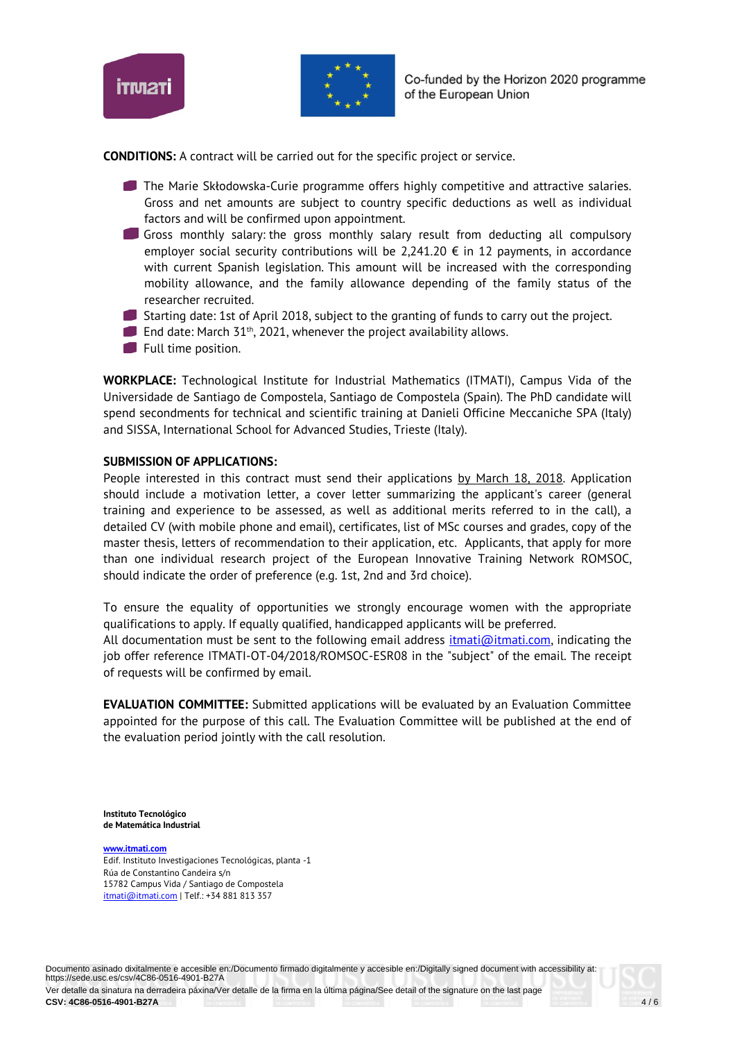**CONDITIONS:** A contract will be carried out for the specific project or service.

- The Marie Skłodowska-Curie programme offers highly competitive and attractive salaries. Gross and net amounts are subject to country specific deductions as well as individual factors and will be confirmed upon appointment.
- Gross monthly salary: the gross monthly salary result from deducting all compulsory employer social security contributions will be 2,241.20 € in 12 payments, in accordance with current Spanish legislation. This amount will be increased with the corresponding mobility allowance, and the family allowance depending of the family status of the researcher recruited.
- Starting date: 1st of April 2018, subject to the granting of funds to carry out the project.
- End date: March 31th, 2021, whenever the project availability allows.
- Full time position.

**WORKPLACE:** Technological Institute for Industrial Mathematics (ITMATI), Campus Vida of the Universidade de Santiago de Compostela, Santiago de Compostela (Spain). The PhD candidate will spend secondments for technical and scientific training at Danieli Officine Meccaniche SPA (Italy) and SISSA, International School for Advanced Studies, Trieste (Italy).

**SUBMISSION OF APPLICATIONS:**
People interested in this contract must send their applications by March 18, 2018. Application should include a motivation letter, a cover letter summarizing the applicant's career (general training and experience to be assessed, as well as additional merits referred to in the call), a detailed CV (with mobile phone and email), certificates, list of MSc courses and grades, copy of the master thesis, letters of recommendation to their application, etc. Applicants, that apply for more than one individual research project of the European Innovative Training Network ROMSOC, should indicate the order of preference (e.g. 1st, 2nd and 3rd choice).

To ensure the equality of opportunities we strongly encourage women with the appropriate qualifications to apply. If equally qualified, handicapped applicants will be preferred.
All documentation must be sent to the following email address itmati@itmati.com, indicating the job offer reference ITMATI-OT-04/2018/ROMSOC-ESR08 in the "subject" of the email. The receipt of requests will be confirmed by email.

**EVALUATION COMMITTEE:** Submitted applications will be evaluated by an Evaluation Committee appointed for the purpose of this call. The Evaluation Committee will be published at the end of the evaluation period jointly with the call resolution.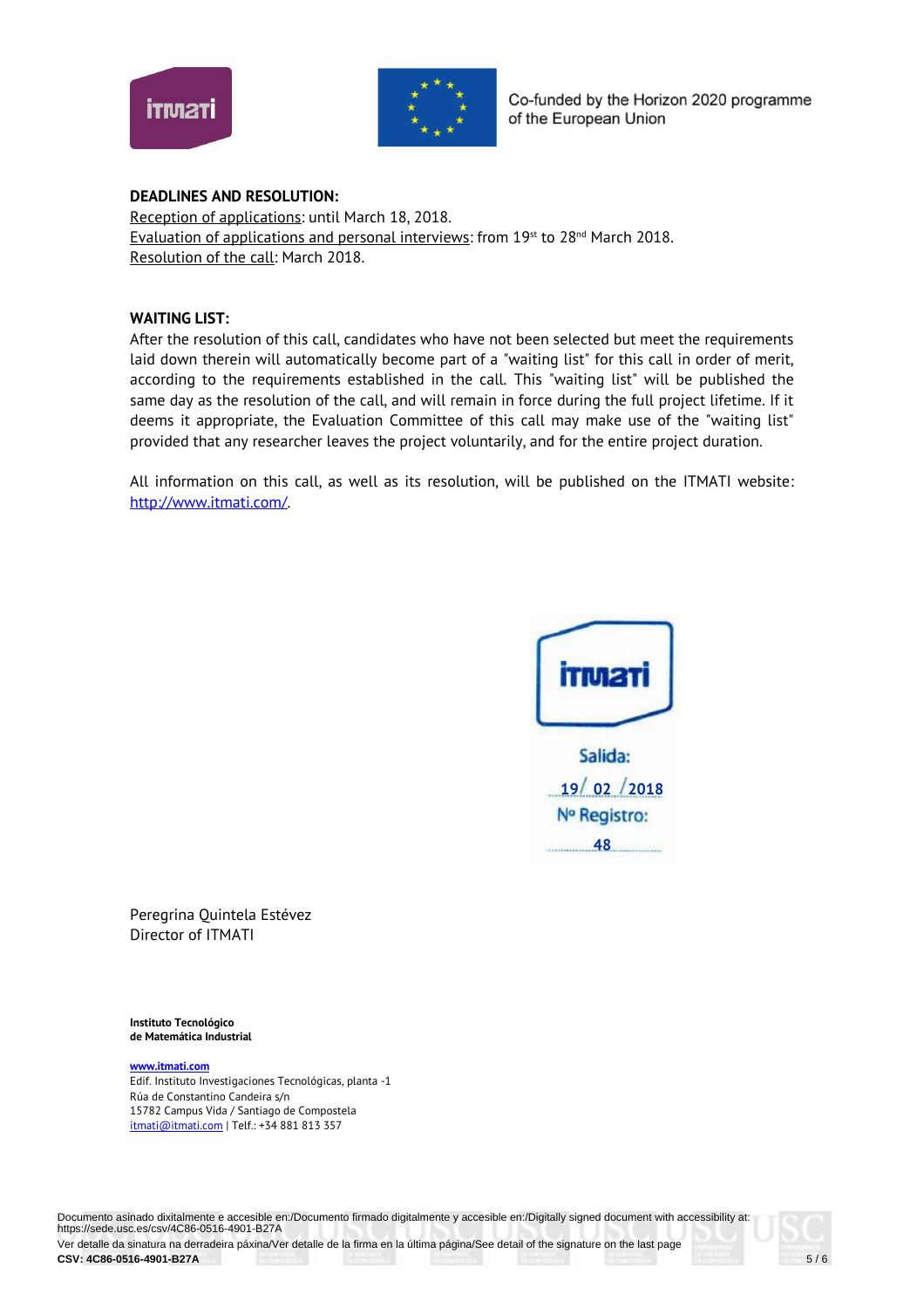Co-funded by the Horizon 2020 programme of the European Union

**DEADLINES AND RESOLUTION:**

Reception of applications: until March 18, 2018.
Evaluation of applications and personal interviews: from 19st to 28nd March 2018.
Resolution of the call: March 2018.

**WAITING LIST:**

After the resolution of this call, candidates who have not been selected but meet the requirements laid down therein will automatically become part of a "waiting list" for this call in order of merit, according to the requirements established in the call. This "waiting list" will be published the same day as the resolution of the call, and will remain in force during the full project lifetime. If it deems it appropriate, the Evaluation Committee of this call may make use of the "waiting list" provided that any researcher leaves the project voluntarily, and for the entire project duration.

All information on this call, as well as its resolution, will be published on the ITMATI website: http://www.itmati.com/.

ITMATI
Salida: 19/ 02 /2018
Nº Registro: 48

Peregrina Quintela Estévez
Director of ITMATI

**Instituto Tecnológico de Matemática Industrial**

www.itmati.com
Edif. Instituto Investigaciones Tecnológicas, planta -1
Rúa de Constantino Candeira s/n
15782 Campus Vida / Santiago de Compostela
itmati@itmati.com | Telf.: +34 881 813 357

Documento asinado dixitalmente e accesible en:/Documento firmado digitalmente y accesible en:/Digitally signed document with accessibility at: https://sede.usc.es/csv/4C86-0516-4901-B27A
Ver detalle da sinatura na derradeira páxina/Ver detalle de la firma en la última página/See detail of the signature on the last page
**CSV: 4C86-0516-4901-B27A**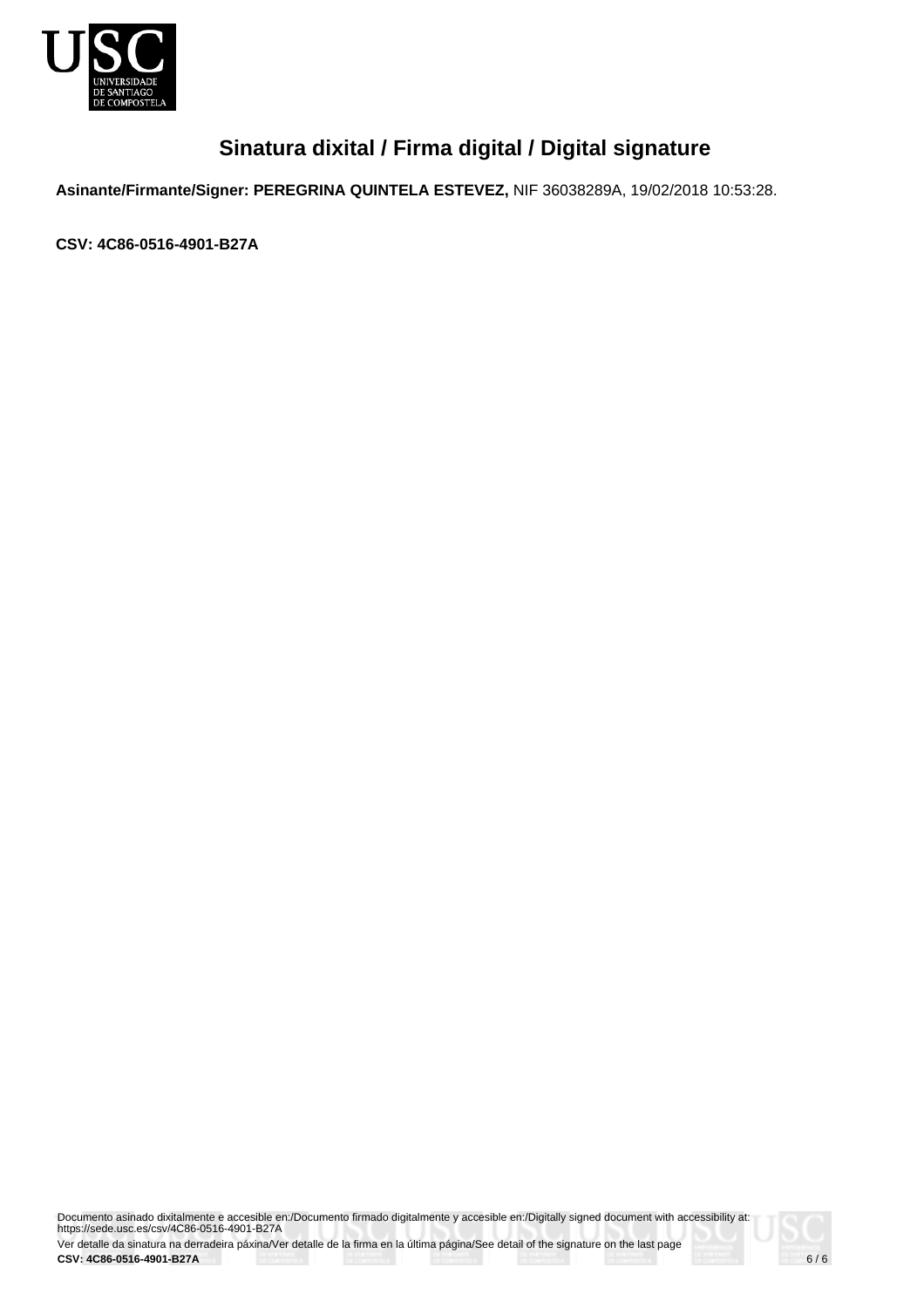# Sinatura dixital / Firma digital / Digital signature

**Asinante/Firmante/Signer: PEREGRINA QUINTELA ESTEVEZ,** NIF 36038289A, 19/02/2018 10:53:28.

**CSV: 4C86-0516-4901-B27A**